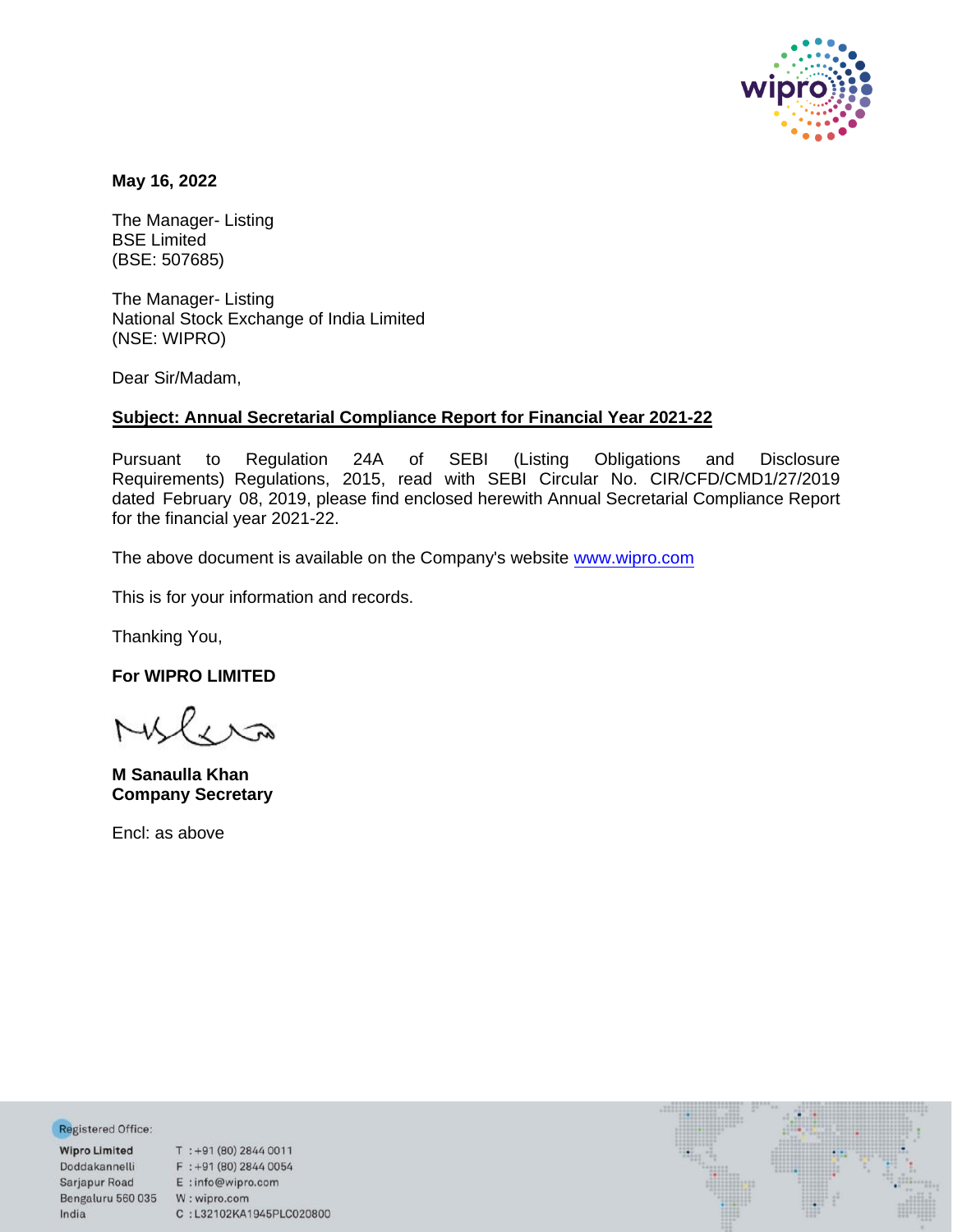**May 16, 2022**

The Manager- Listing
BSE Limited
(BSE: 507685)

The Manager- Listing
National Stock Exchange of India Limited
(NSE: WIPRO)

Dear Sir/Madam,

**Subject: Annual Secretarial Compliance Report for Financial Year 2021-22**

Pursuant to Regulation 24A of SEBI (Listing Obligations and Disclosure Requirements) Regulations, 2015, read with SEBI Circular No. CIR/CFD/CMD1/27/2019 dated February 08, 2019, please find enclosed herewith Annual Secretarial Compliance Report for the financial year 2021-22.

The above document is available on the Company's website [www.wipro.com](http://www.wipro.com)

This is for your information and records.

Thanking You,

**For WIPRO LIMITED**

**M Sanaulla Khan**
**Company Secretary**

Encl: as above

Registered Office:

**Wipro Limited**
Doddakannelli
Sarjapur Road
Bengaluru 560 035
India

T : +91 (80) 2844 0011
F : +91 (80) 2844 0054
E : info@wipro.com
W : wipro.com
C : L32102KA1945PLC020800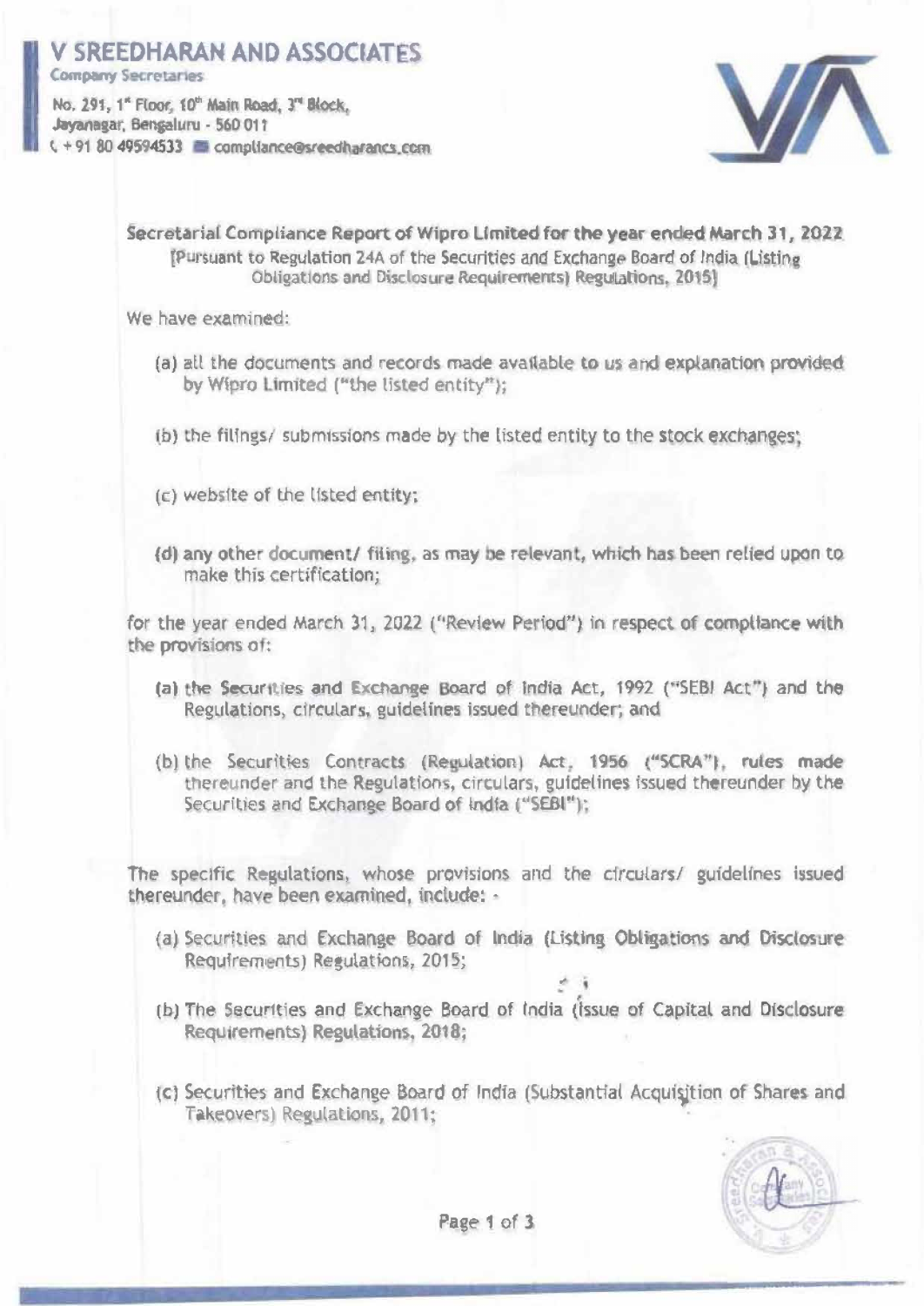# V SREEDHARAN AND ASSOCIATES

Company Secretaries

No. 291, 1st Floor, 10th Main Road, 3rd Block,
Jayanagar, Bengaluru - 560 011
+91 80 49594533 compliance@sreedharancs.com

**Secretarial Compliance Report of Wipro Limited for the year ended March 31, 2022**
[Pursuant to Regulation 24A of the Securities and Exchange Board of India (Listing Obligations and Disclosure Requirements) Regulations, 2015]

We have examined:

(a) all the documents and records made available to us and explanation provided by Wipro Limited ("the listed entity");

(b) the filings/ submissions made by the listed entity to the stock exchanges;

(c) website of the listed entity;

(d) any other document/ filing, as may be relevant, which has been relied upon to make this certification;

for the year ended March 31, 2022 ("Review Period") in respect of compliance with the provisions of:

(a) the Securities and Exchange Board of India Act, 1992 ("SEBI Act") and the Regulations, circulars, guidelines issued thereunder; and

(b) the Securities Contracts (Regulation) Act, 1956 ("SCRA"), rules made thereunder and the Regulations, circulars, guidelines issued thereunder by the Securities and Exchange Board of India ("SEBI");

The specific Regulations, whose provisions and the circulars/ guidelines issued thereunder, have been examined, include: -

(a) Securities and Exchange Board of India (Listing Obligations and Disclosure Requirements) Regulations, 2015;

(b) The Securities and Exchange Board of India (Issue of Capital and Disclosure Requirements) Regulations, 2018;

(c) Securities and Exchange Board of India (Substantial Acquisition of Shares and Takeovers) Regulations, 2011;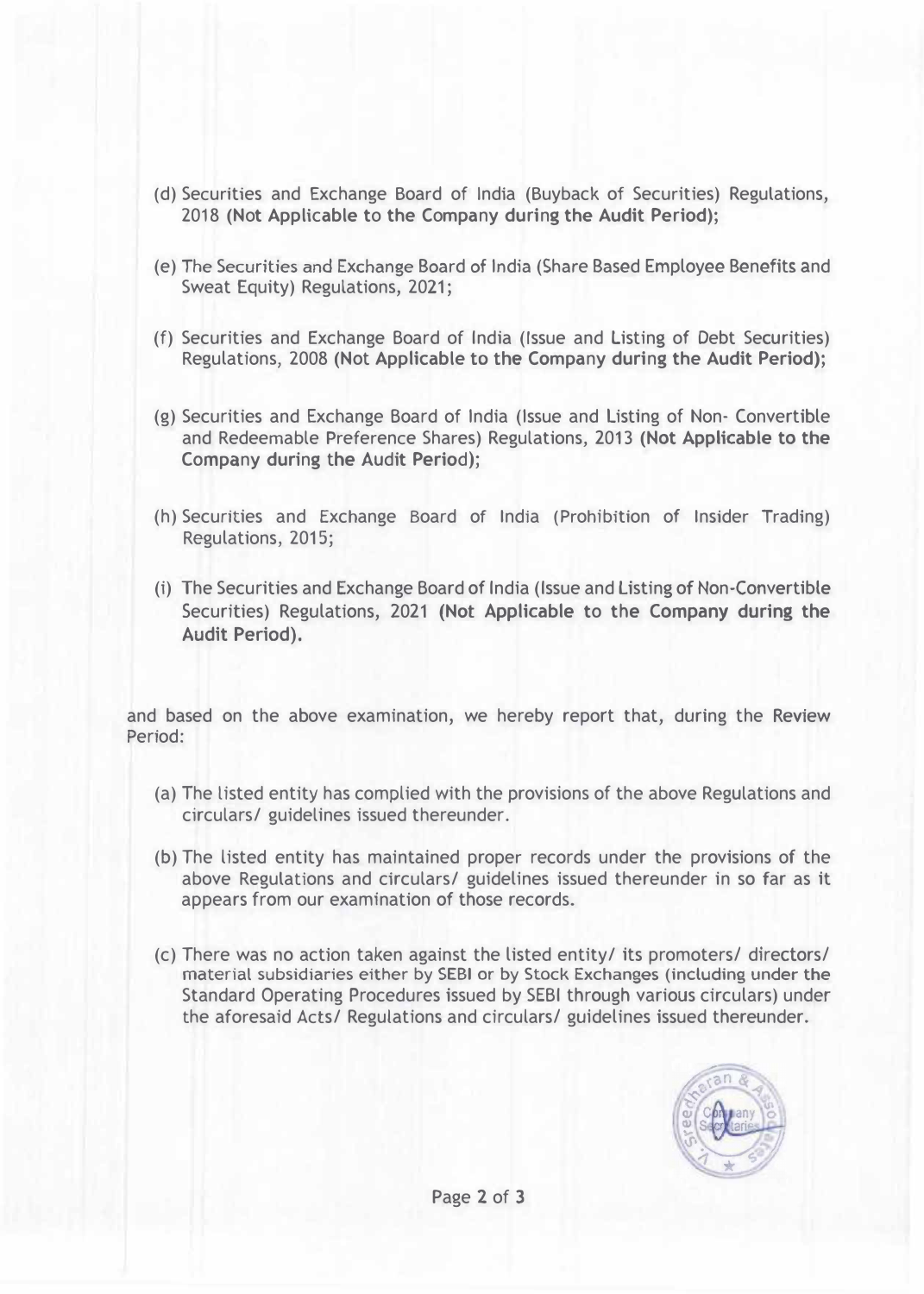(d) Securities and Exchange Board of India (Buyback of Securities) Regulations, 2018 **(Not Applicable to the Company during the Audit Period)**;

(e) The Securities and Exchange Board of India (Share Based Employee Benefits and Sweat Equity) Regulations, 2021;

(f) Securities and Exchange Board of India (Issue and Listing of Debt Securities) Regulations, 2008 **(Not Applicable to the Company during the Audit Period)**;

(g) Securities and Exchange Board of India (Issue and Listing of Non- Convertible and Redeemable Preference Shares) Regulations, 2013 **(Not Applicable to the Company during the Audit Period)**;

(h) Securities and Exchange Board of India (Prohibition of Insider Trading) Regulations, 2015;

(i) The Securities and Exchange Board of India (Issue and Listing of Non-Convertible Securities) Regulations, 2021 **(Not Applicable to the Company during the Audit Period)**.

and based on the above examination, we hereby report that, during the Review Period:

(a) The listed entity has complied with the provisions of the above Regulations and circulars/ guidelines issued thereunder.

(b) The listed entity has maintained proper records under the provisions of the above Regulations and circulars/ guidelines issued thereunder in so far as it appears from our examination of those records.

(c) There was no action taken against the listed entity/ its promoters/ directors/ material subsidiaries either by SEBI or by Stock Exchanges (including under the Standard Operating Procedures issued by SEBI through various circulars) under the aforesaid Acts/ Regulations and circulars/ guidelines issued thereunder.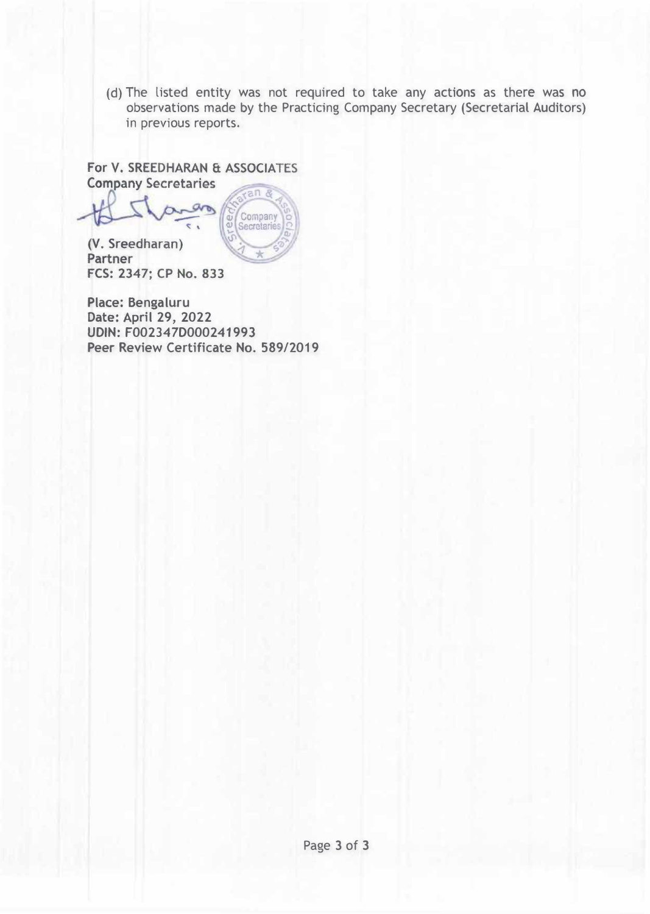(d) The listed entity was not required to take any actions as there was no observations made by the Practicing Company Secretary (Secretarial Auditors) in previous reports.

**For V. SREEDHARAN & ASSOCIATES**
**Company Secretaries**

**(V. Sreedharan)**
**Partner**
**FCS: 2347; CP No. 833**

**Place: Bengaluru**
**Date: April 29, 2022**
**UDIN: F002347D000241993**
**Peer Review Certificate No. 589/2019**